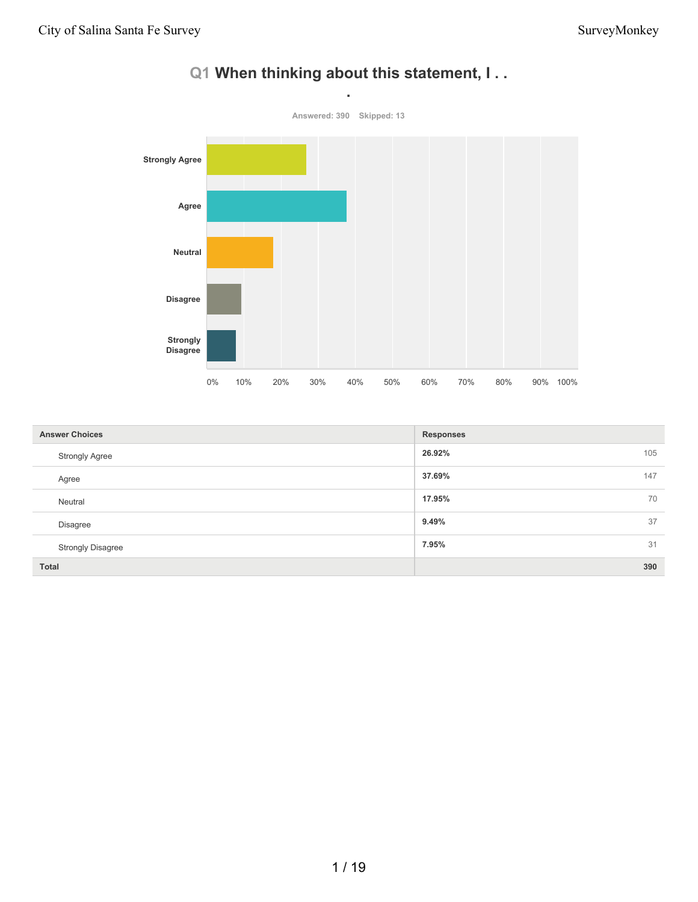## Q1 When thinking about this statement, I . . .

Answered: 390 Skipped: 13

Strongly Agree

Agree

Neutral

Disagree

Strongly Disagree

0% 10% 20% 30% 40% 50% 60% 70% 80% 90% 100%

| Answer Choices | Responses | |
|---|---|---|
| Strongly Agree | **26.92%** | 105 |
| Agree | **37.69%** | 147 |
| Neutral | **17.95%** | 70 |
| Disagree | **9.49%** | 37 |
| Strongly Disagree | **7.95%** | 31 |
| **Total** | | **390** |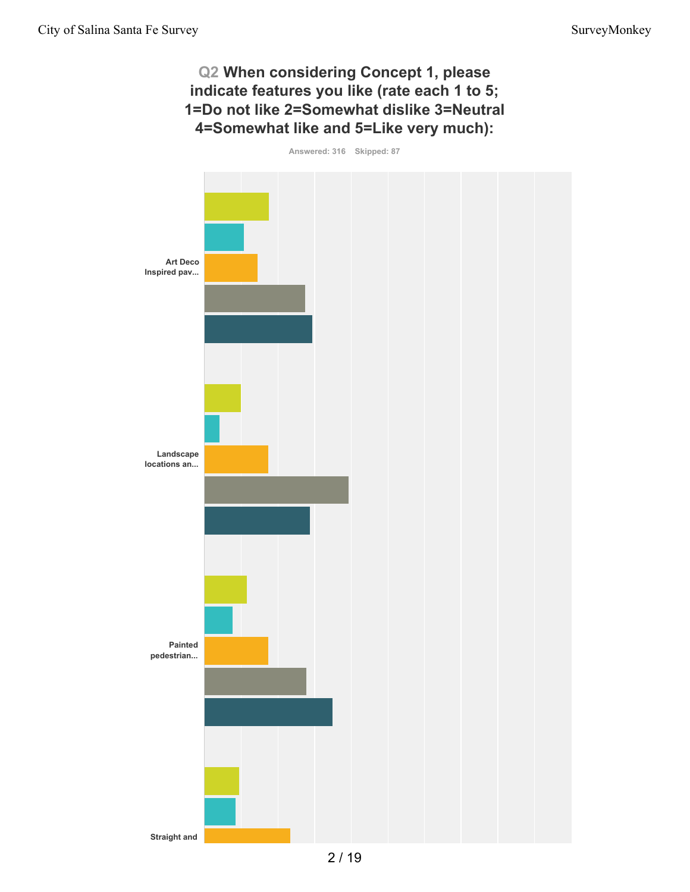## Q2 When considering Concept 1, please indicate features you like (rate each 1 to 5; 1=Do not like 2=Somewhat dislike 3=Neutral 4=Somewhat like and 5=Like very much):

Answered: 316 Skipped: 87

Art Deco Inspired pav...

Landscape locations an...

Painted pedestrian...

Straight and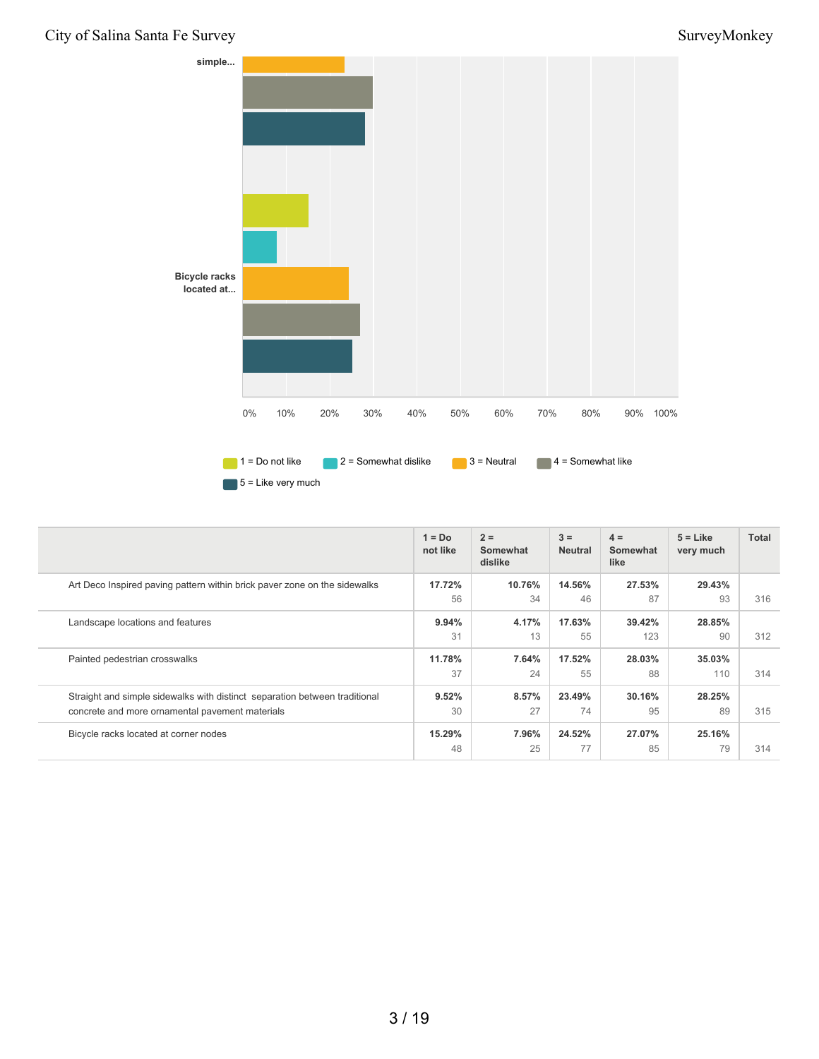simple...

Bicycle racks located at...

0% 10% 20% 30% 40% 50% 60% 70% 80% 90% 100%

1 = Do not like
2 = Somewhat dislike
3 = Neutral
4 = Somewhat like
5 = Like very much

| | 1 = Do not like | 2 = Somewhat dislike | 3 = Neutral | 4 = Somewhat like | 5 = Like very much | Total |
|---|---|---|---|---|---|---|
| Art Deco Inspired paving pattern within brick paver zone on the sidewalks | **17.72%** 56 | **10.76%** 34 | **14.56%** 46 | **27.53%** 87 | **29.43%** 93 | 316 |
| Landscape locations and features | **9.94%** 31 | **4.17%** 13 | **17.63%** 55 | **39.42%** 123 | **28.85%** 90 | 312 |
| Painted pedestrian crosswalks | **11.78%** 37 | **7.64%** 24 | **17.52%** 55 | **28.03%** 88 | **35.03%** 110 | 314 |
| Straight and simple sidewalks with distinct separation between traditional concrete and more ornamental pavement materials | **9.52%** 30 | **8.57%** 27 | **23.49%** 74 | **30.16%** 95 | **28.25%** 89 | 315 |
| Bicycle racks located at corner nodes | **15.29%** 48 | **7.96%** 25 | **24.52%** 77 | **27.07%** 85 | **25.16%** 79 | 314 |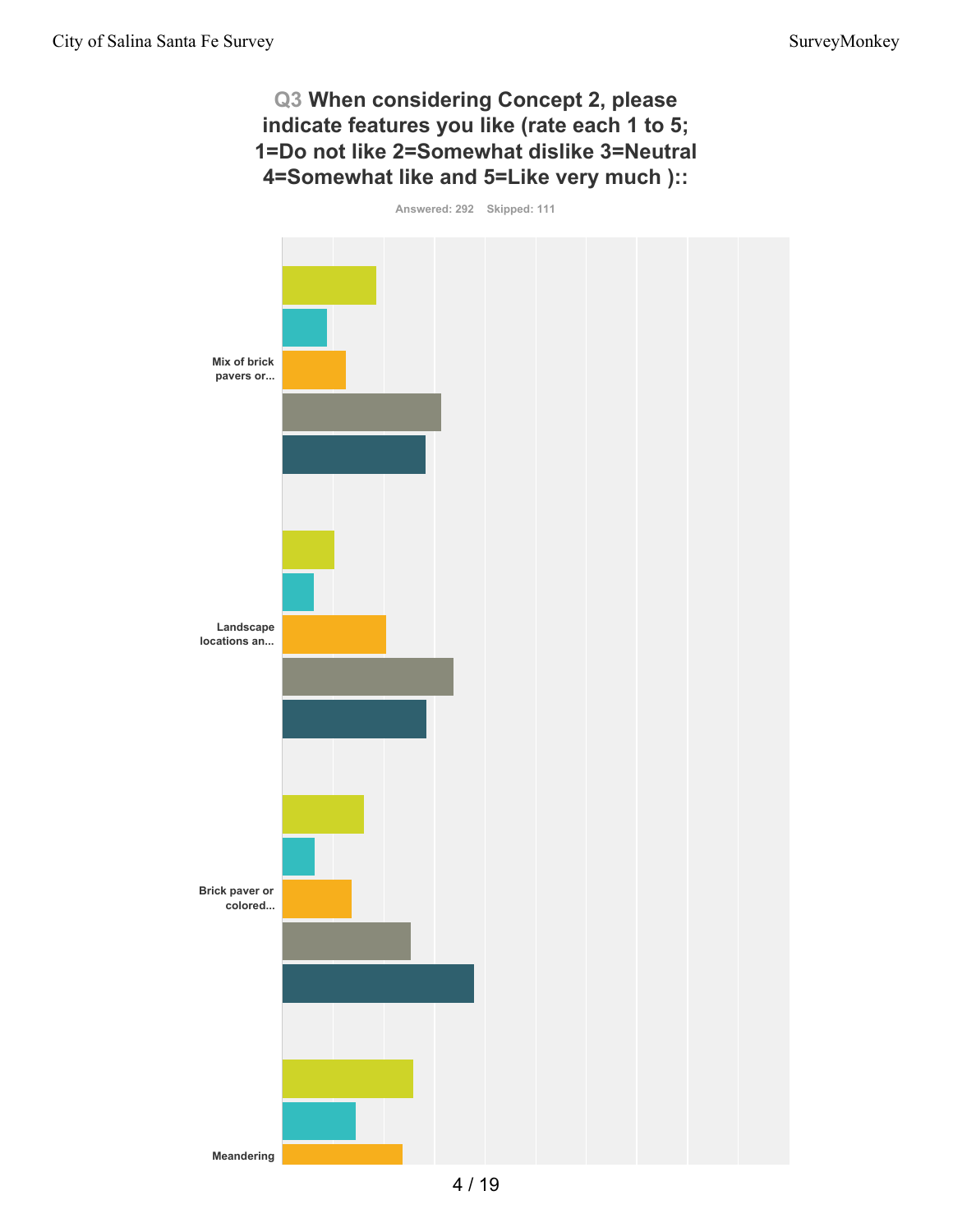## Q3 When considering Concept 2, please indicate features you like (rate each 1 to 5; 1=Do not like 2=Somewhat dislike 3=Neutral 4=Somewhat like and 5=Like very much )::

Answered: 292 Skipped: 111

Mix of brick pavers or...

Landscape locations an...

Brick paver or colored...

Meandering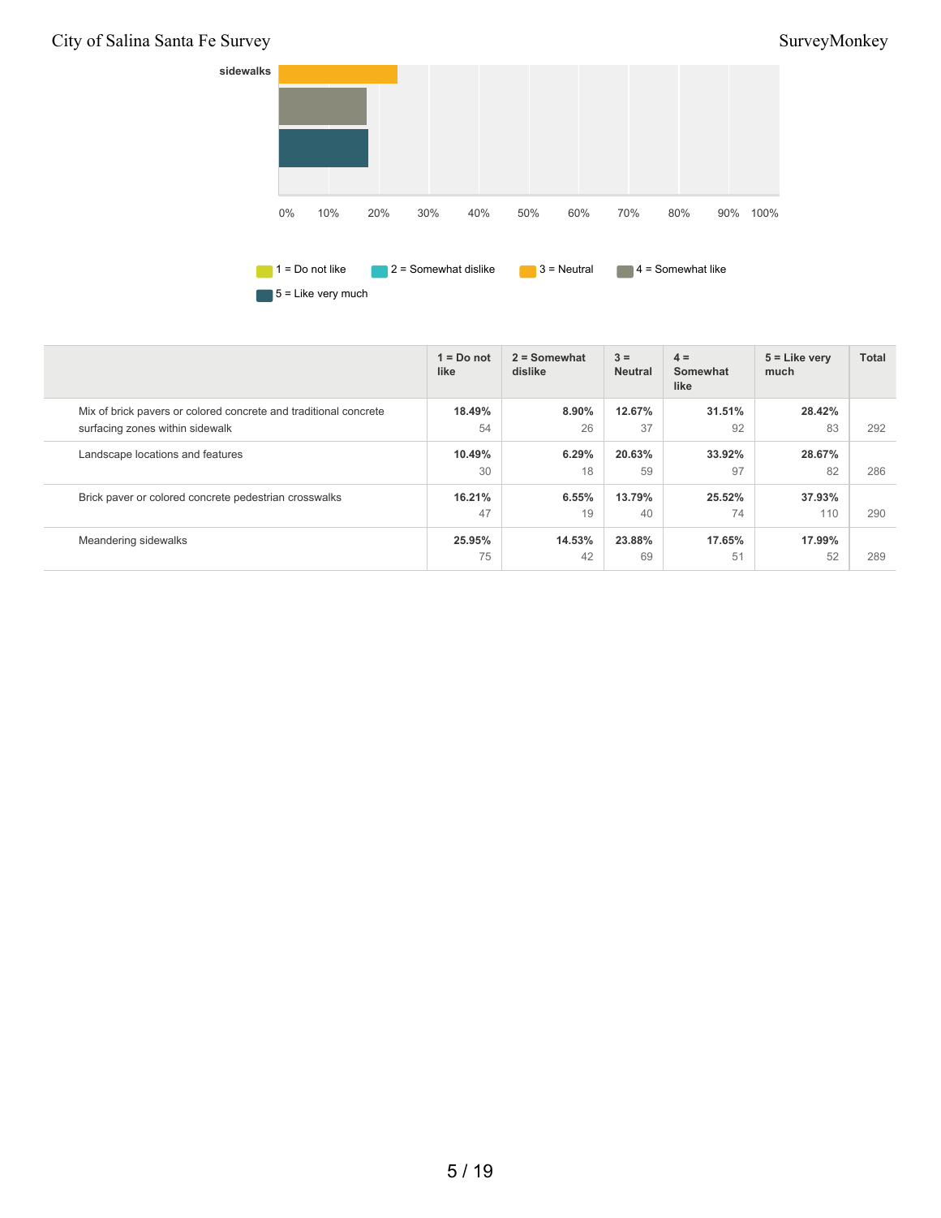sidewalks

0% 10% 20% 30% 40% 50% 60% 70% 80% 90% 100%

1 = Do not like   2 = Somewhat dislike   3 = Neutral   4 = Somewhat like   5 = Like very much

| | 1 = Do not like | 2 = Somewhat dislike | 3 = Neutral | 4 = Somewhat like | 5 = Like very much | Total |
|---|---|---|---|---|---|---|
| Mix of brick pavers or colored concrete and traditional concrete surfacing zones within sidewalk | **18.49%** 54 | **8.90%** 26 | **12.67%** 37 | **31.51%** 92 | **28.42%** 83 | 292 |
| Landscape locations and features | **10.49%** 30 | **6.29%** 18 | **20.63%** 59 | **33.92%** 97 | **28.67%** 82 | 286 |
| Brick paver or colored concrete pedestrian crosswalks | **16.21%** 47 | **6.55%** 19 | **13.79%** 40 | **25.52%** 74 | **37.93%** 110 | 290 |
| Meandering sidewalks | **25.95%** 75 | **14.53%** 42 | **23.88%** 69 | **17.65%** 51 | **17.99%** 52 | 289 |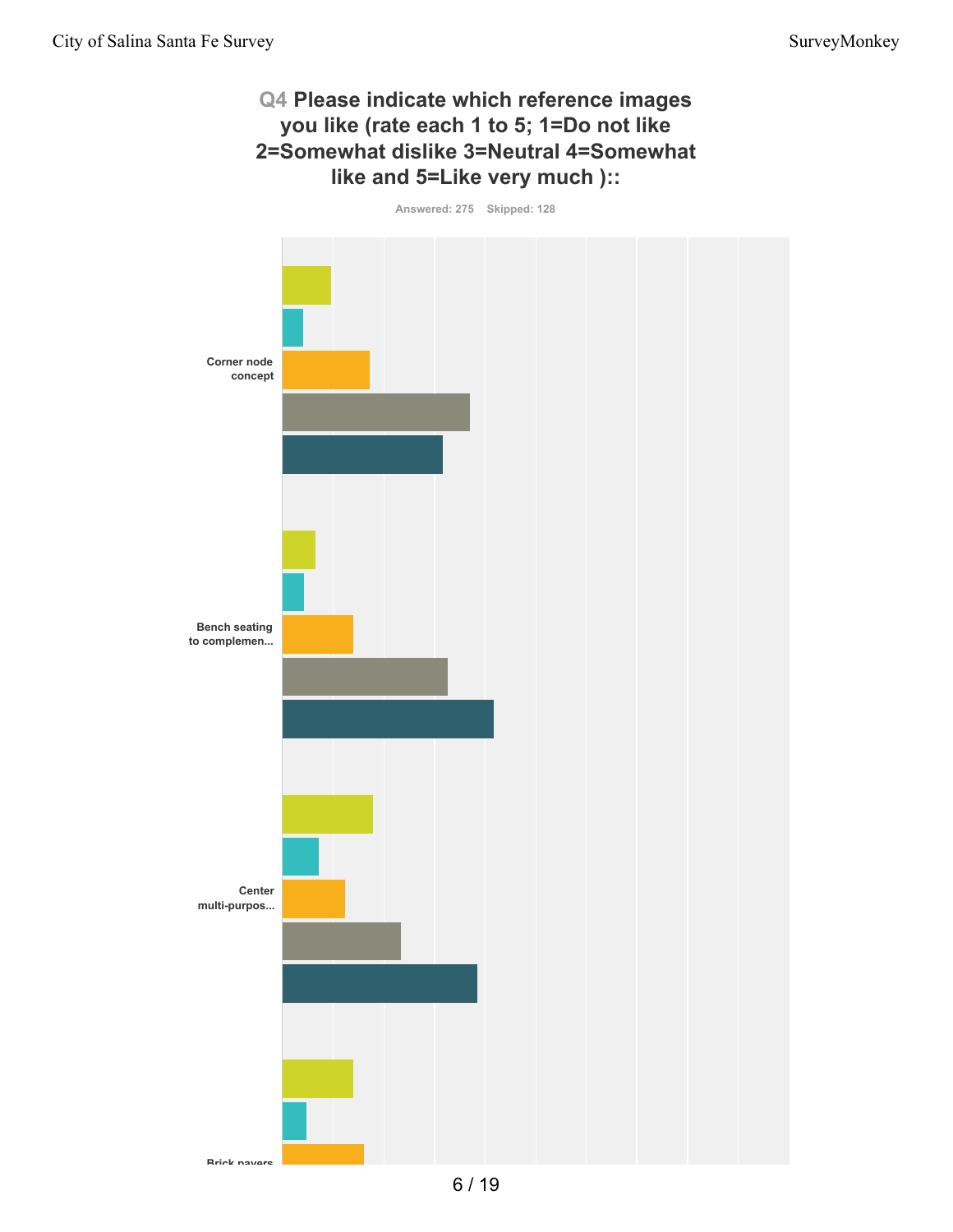## Q4 Please indicate which reference images you like (rate each 1 to 5; 1=Do not like 2=Somewhat dislike 3=Neutral 4=Somewhat like and 5=Like very much )::

Answered: 275 Skipped: 128

Corner node concept

Bench seating to complemen...

Center multi-purpos...

Brick pavers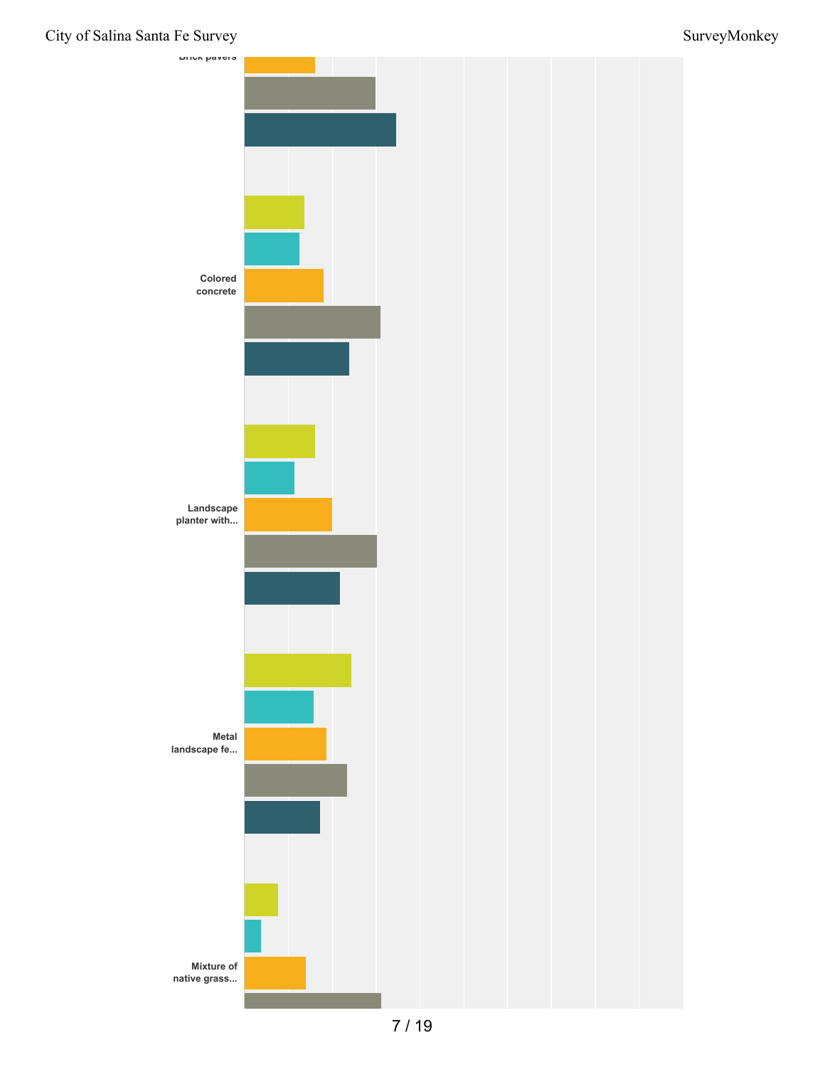Brick pavers

Colored concrete

Landscape planter with...

Metal landscape fe...

Mixture of native grass...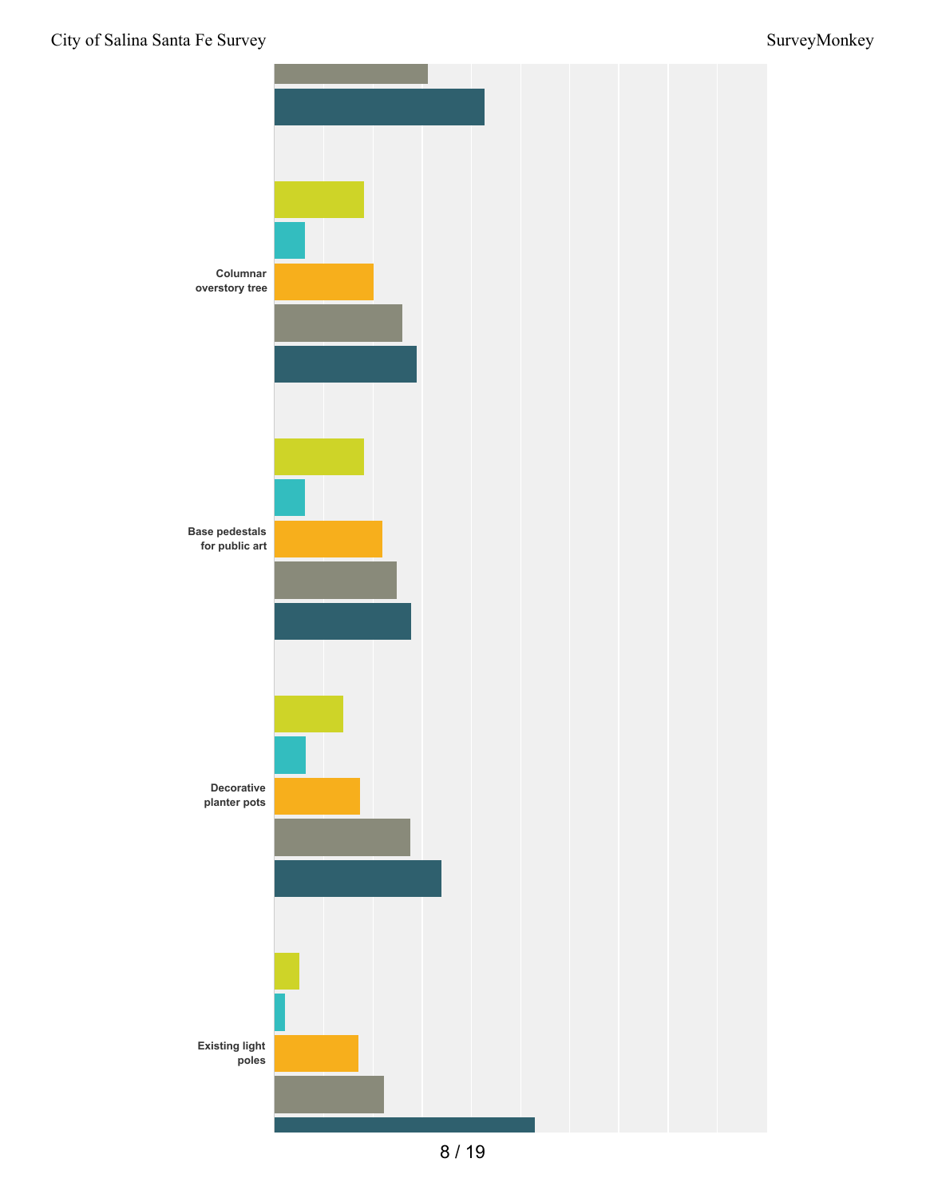Columnar overstory tree

Base pedestals for public art

Decorative planter pots

Existing light poles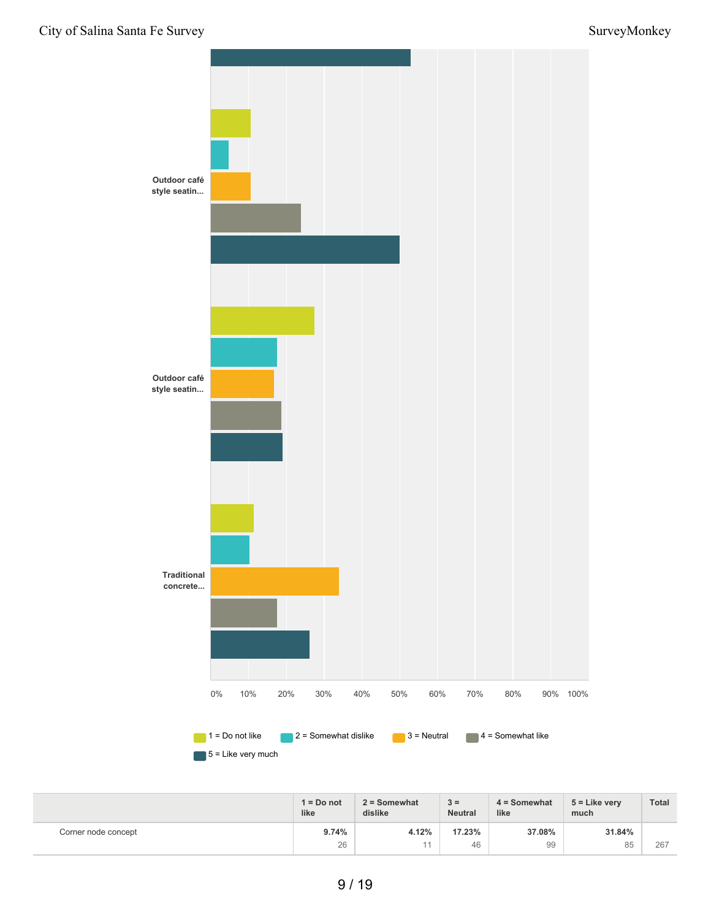Outdoor café style seatin...

Outdoor café style seatin...

Traditional concrete...

0% 10% 20% 30% 40% 50% 60% 70% 80% 90% 100%

1 = Do not like | 2 = Somewhat dislike | 3 = Neutral | 4 = Somewhat like | 5 = Like very much

| | 1 = Do not like | 2 = Somewhat dislike | 3 = Neutral | 4 = Somewhat like | 5 = Like very much | Total |
|---|---|---|---|---|---|---|
| Corner node concept | **9.74%**<br>26 | **4.12%**<br>11 | **17.23%**<br>46 | **37.08%**<br>99 | **31.84%**<br>85 | 267 |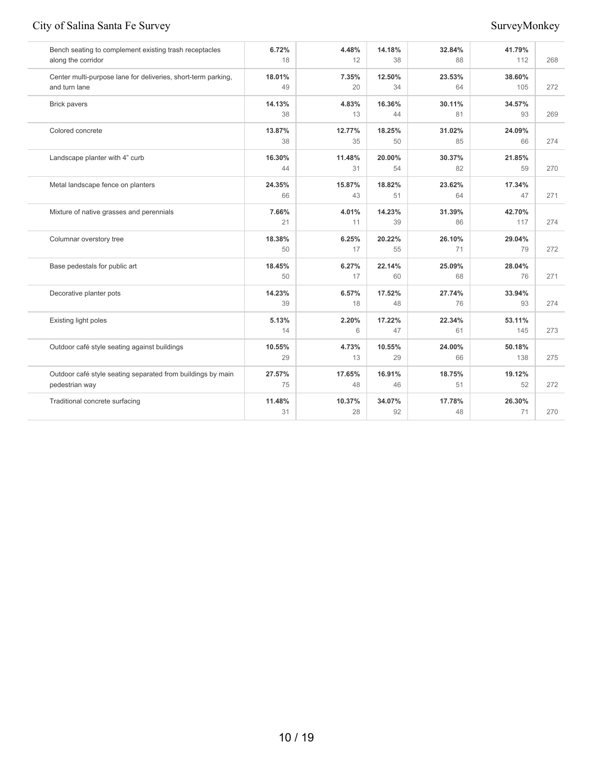| | | | | | | |
|---|---|---|---|---|---|---|
| Bench seating to complement existing trash receptacles along the corridor | **6.72%** 18 | **4.48%** 12 | **14.18%** 38 | **32.84%** 88 | **41.79%** 112 | 268 |
| Center multi-purpose lane for deliveries, short-term parking, and turn lane | **18.01%** 49 | **7.35%** 20 | **12.50%** 34 | **23.53%** 64 | **38.60%** 105 | 272 |
| Brick pavers | **14.13%** 38 | **4.83%** 13 | **16.36%** 44 | **30.11%** 81 | **34.57%** 93 | 269 |
| Colored concrete | **13.87%** 38 | **12.77%** 35 | **18.25%** 50 | **31.02%** 85 | **24.09%** 66 | 274 |
| Landscape planter with 4" curb | **16.30%** 44 | **11.48%** 31 | **20.00%** 54 | **30.37%** 82 | **21.85%** 59 | 270 |
| Metal landscape fence on planters | **24.35%** 66 | **15.87%** 43 | **18.82%** 51 | **23.62%** 64 | **17.34%** 47 | 271 |
| Mixture of native grasses and perennials | **7.66%** 21 | **4.01%** 11 | **14.23%** 39 | **31.39%** 86 | **42.70%** 117 | 274 |
| Columnar overstory tree | **18.38%** 50 | **6.25%** 17 | **20.22%** 55 | **26.10%** 71 | **29.04%** 79 | 272 |
| Base pedestals for public art | **18.45%** 50 | **6.27%** 17 | **22.14%** 60 | **25.09%** 68 | **28.04%** 76 | 271 |
| Decorative planter pots | **14.23%** 39 | **6.57%** 18 | **17.52%** 48 | **27.74%** 76 | **33.94%** 93 | 274 |
| Existing light poles | **5.13%** 14 | **2.20%** 6 | **17.22%** 47 | **22.34%** 61 | **53.11%** 145 | 273 |
| Outdoor café style seating against buildings | **10.55%** 29 | **4.73%** 13 | **10.55%** 29 | **24.00%** 66 | **50.18%** 138 | 275 |
| Outdoor café style seating separated from buildings by main pedestrian way | **27.57%** 75 | **17.65%** 48 | **16.91%** 46 | **18.75%** 51 | **19.12%** 52 | 272 |
| Traditional concrete surfacing | **11.48%** 31 | **10.37%** 28 | **34.07%** 92 | **17.78%** 48 | **26.30%** 71 | 270 |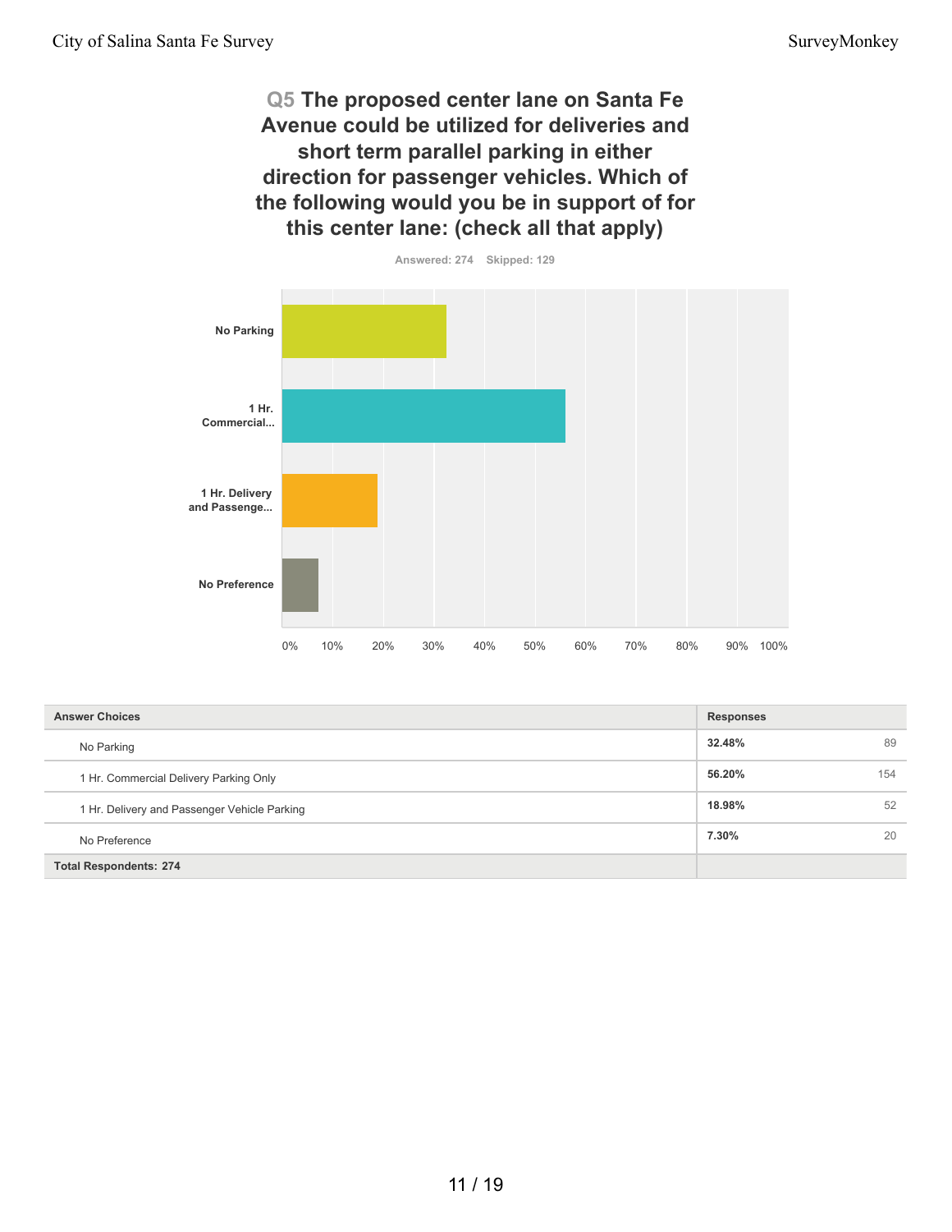## Q5 The proposed center lane on Santa Fe Avenue could be utilized for deliveries and short term parallel parking in either direction for passenger vehicles. Which of the following would you be in support of for this center lane: (check all that apply)

Answered: 274 Skipped: 129

No Parking

1 Hr. Commercial...

1 Hr. Delivery and Passenge...

No Preference

0% 10% 20% 30% 40% 50% 60% 70% 80% 90% 100%

| Answer Choices | Responses | |
|---|---|---|
| No Parking | **32.48%** | 89 |
| 1 Hr. Commercial Delivery Parking Only | **56.20%** | 154 |
| 1 Hr. Delivery and Passenger Vehicle Parking | **18.98%** | 52 |
| No Preference | **7.30%** | 20 |
| **Total Respondents: 274** | | |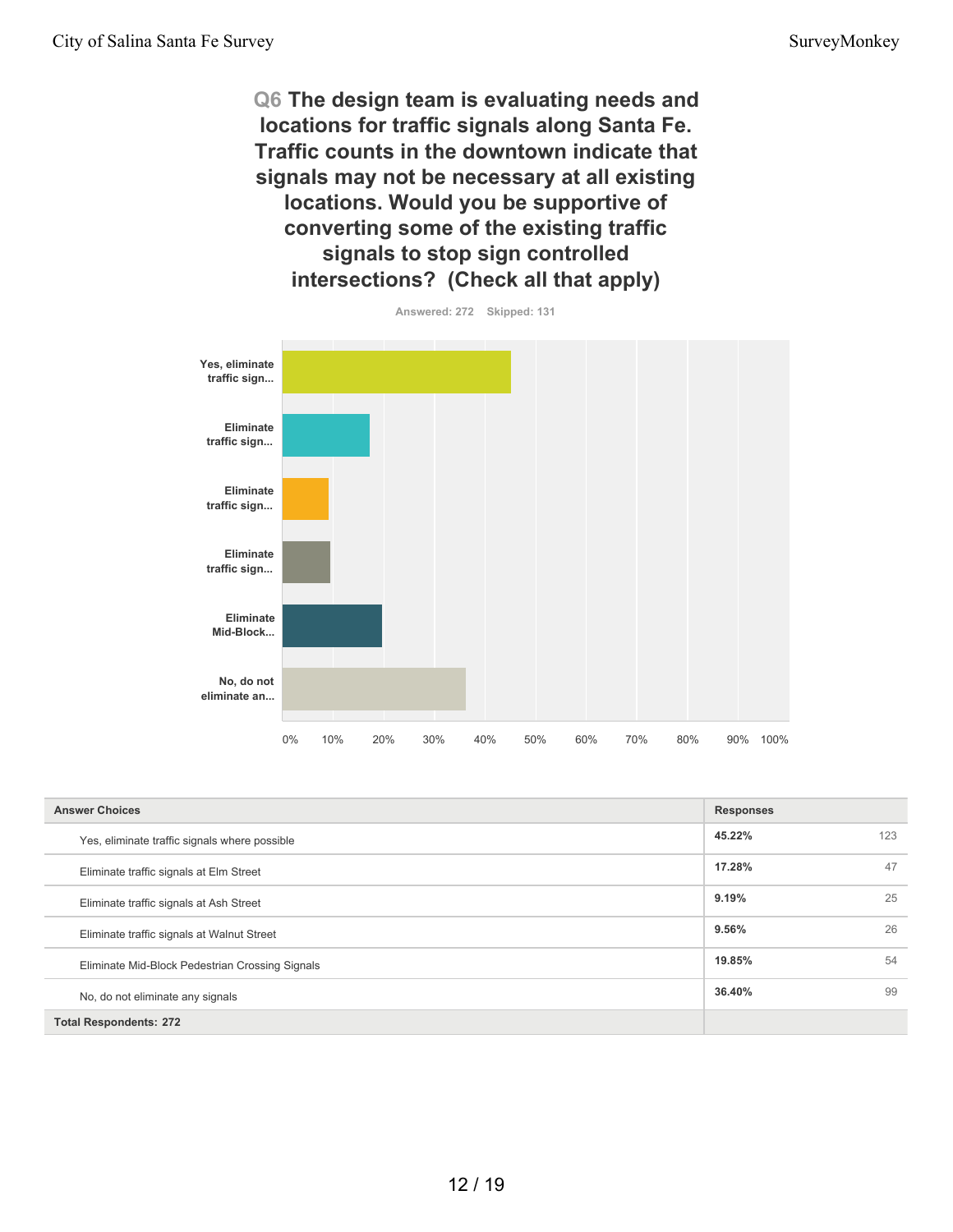## Q6 The design team is evaluating needs and locations for traffic signals along Santa Fe. Traffic counts in the downtown indicate that signals may not be necessary at all existing locations. Would you be supportive of converting some of the existing traffic signals to stop sign controlled intersections? (Check all that apply)

Answered: 272 Skipped: 131

Yes, eliminate traffic sign...

Eliminate traffic sign...

Eliminate traffic sign...

Eliminate traffic sign...

Eliminate Mid-Block...

No, do not eliminate an...

0% 10% 20% 30% 40% 50% 60% 70% 80% 90% 100%

| Answer Choices | Responses | |
|---|---|---|
| Yes, eliminate traffic signals where possible | 45.22% | 123 |
| Eliminate traffic signals at Elm Street | 17.28% | 47 |
| Eliminate traffic signals at Ash Street | 9.19% | 25 |
| Eliminate traffic signals at Walnut Street | 9.56% | 26 |
| Eliminate Mid-Block Pedestrian Crossing Signals | 19.85% | 54 |
| No, do not eliminate any signals | 36.40% | 99 |
| **Total Respondents: 272** | | |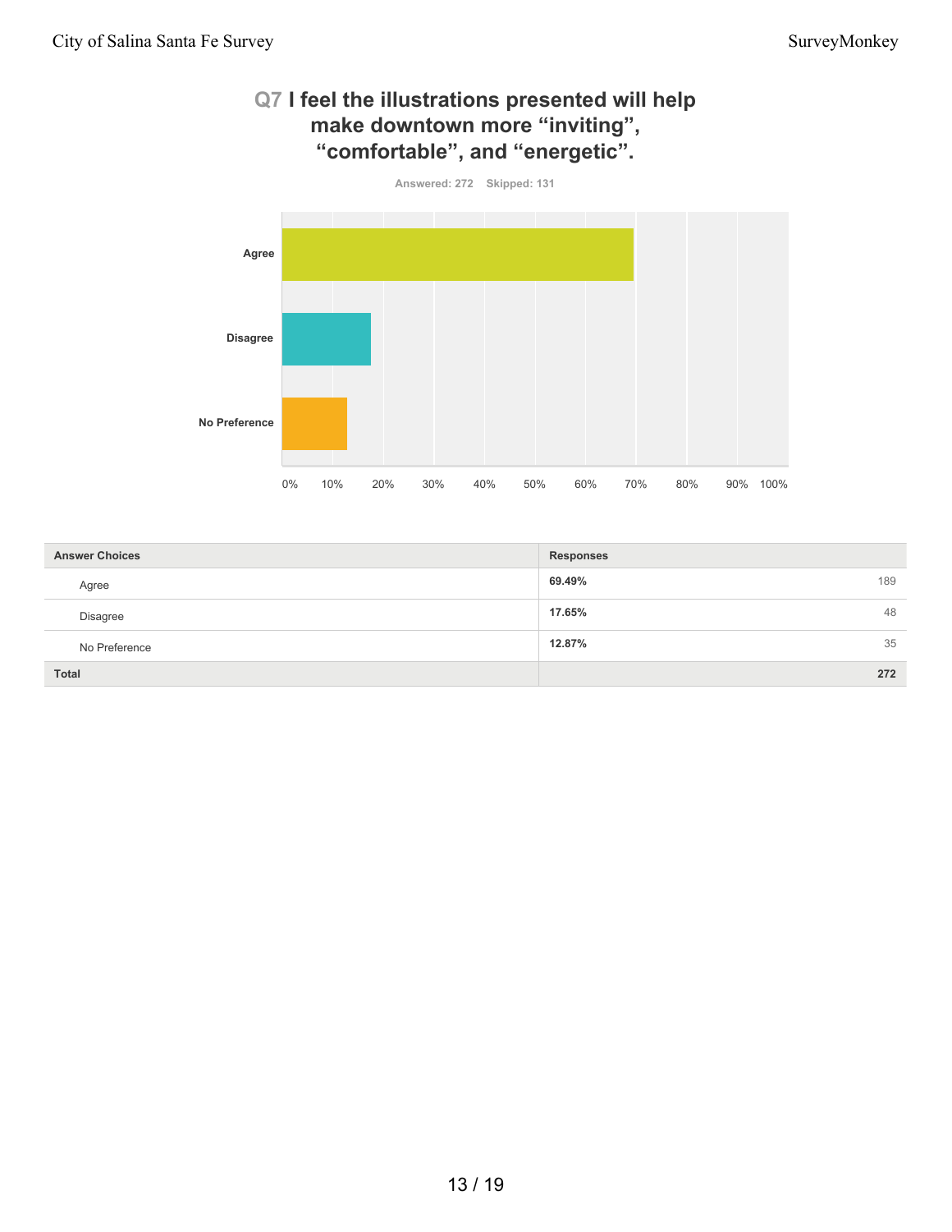## Q7 I feel the illustrations presented will help make downtown more "inviting", "comfortable", and "energetic".

Answered: 272 Skipped: 131

Agree

Disagree

No Preference

0% 10% 20% 30% 40% 50% 60% 70% 80% 90% 100%

| Answer Choices | Responses | |
|---|---|---|
| Agree | **69.49%** | 189 |
| Disagree | **17.65%** | 48 |
| No Preference | **12.87%** | 35 |
| **Total** | | **272** |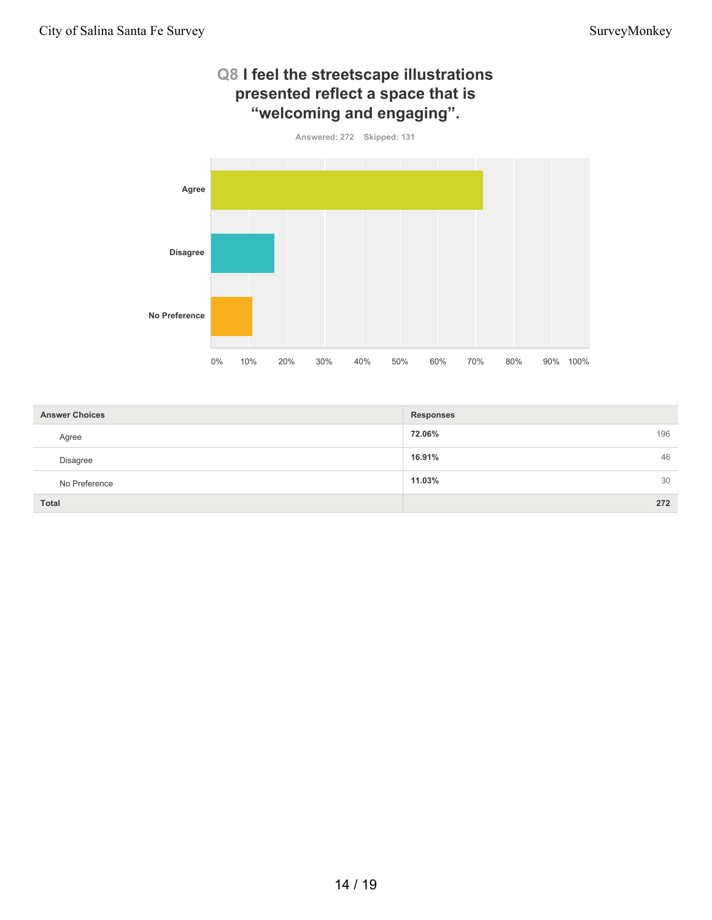## Q8 I feel the streetscape illustrations presented reflect a space that is “welcoming and engaging”.

Answered: 272 Skipped: 131

Agree

Disagree

No Preference

0% 10% 20% 30% 40% 50% 60% 70% 80% 90% 100%

| Answer Choices | Responses | |
|---|---|---|
| Agree | **72.06%** | 196 |
| Disagree | **16.91%** | 46 |
| No Preference | **11.03%** | 30 |
| **Total** | | **272** |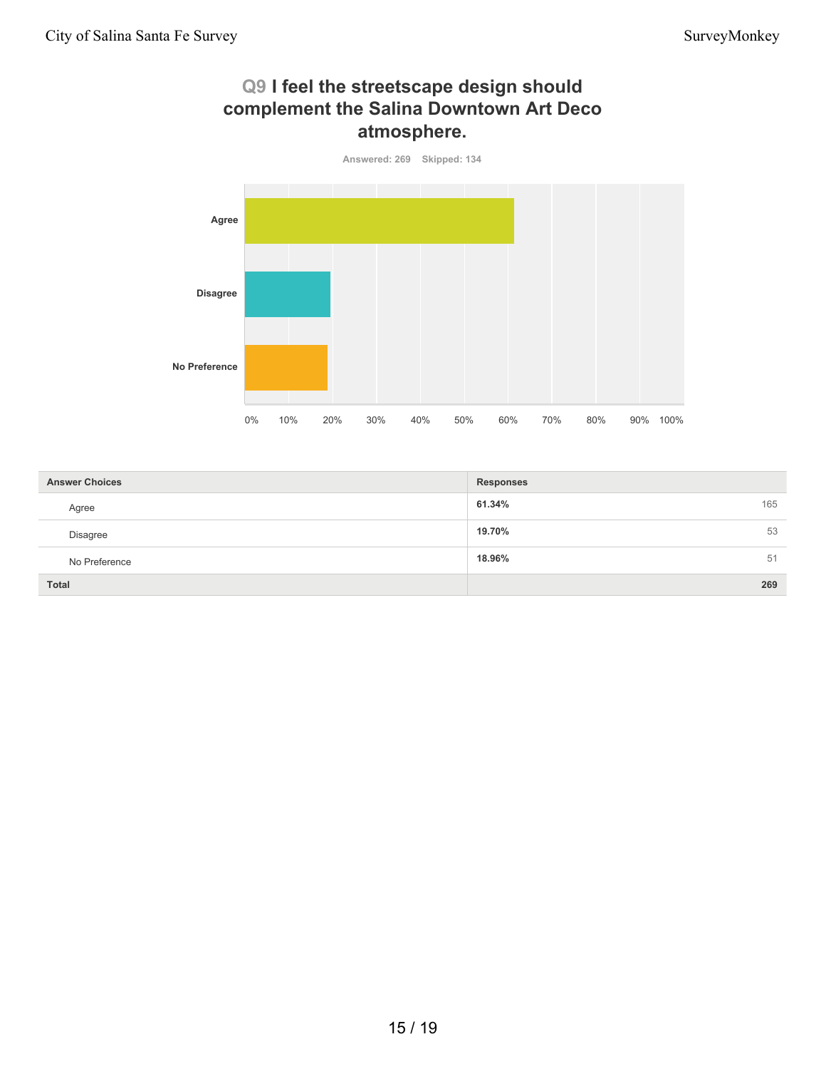## Q9 I feel the streetscape design should complement the Salina Downtown Art Deco atmosphere.

Answered: 269 Skipped: 134

Agree

Disagree

No Preference

0% 10% 20% 30% 40% 50% 60% 70% 80% 90% 100%

| Answer Choices | Responses | |
|---|---|---|
| Agree | **61.34%** | 165 |
| Disagree | **19.70%** | 53 |
| No Preference | **18.96%** | 51 |
| **Total** | | **269** |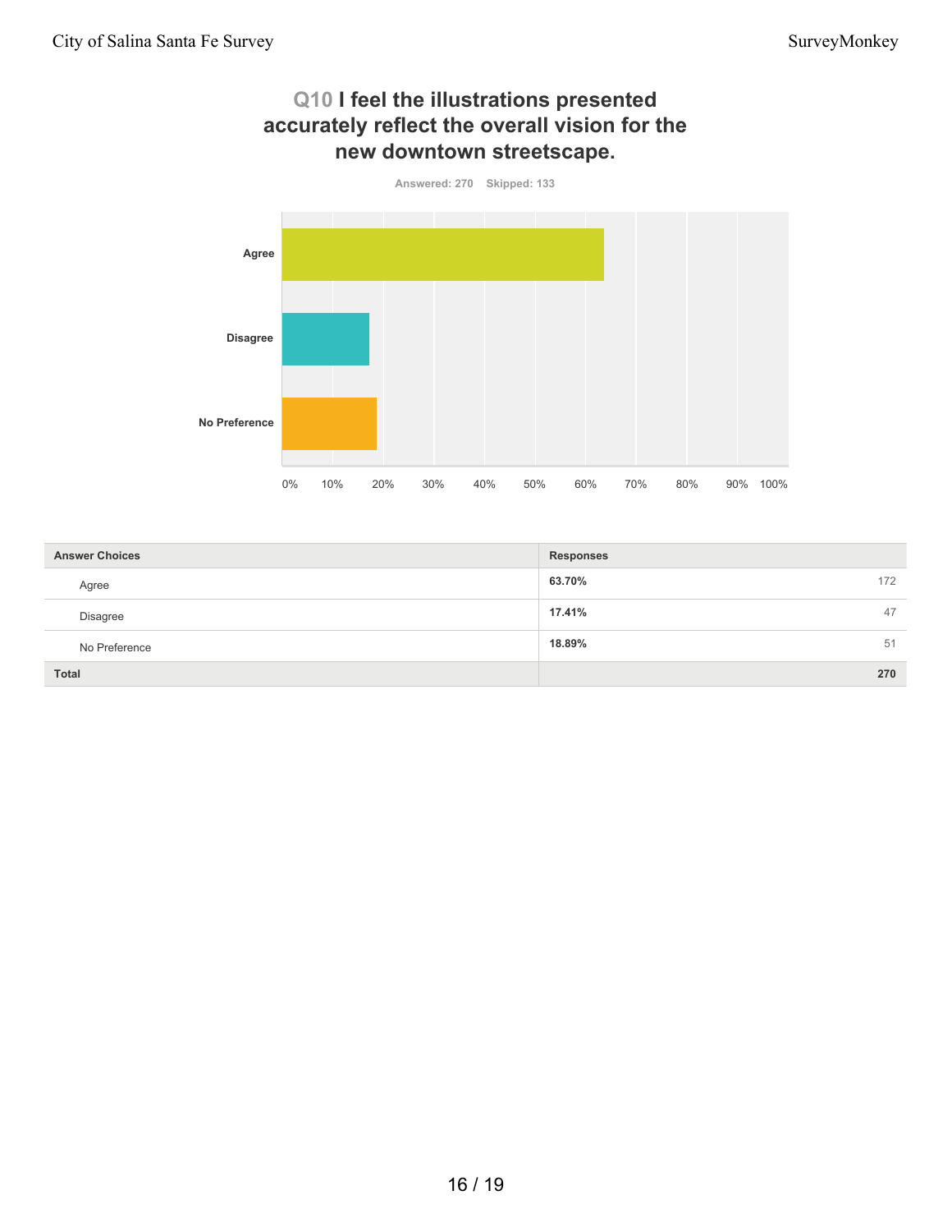## Q10 I feel the illustrations presented accurately reflect the overall vision for the new downtown streetscape.

Answered: 270 Skipped: 133

Agree

Disagree

No Preference

0% 10% 20% 30% 40% 50% 60% 70% 80% 90% 100%

| Answer Choices | Responses | |
|---|---|---|
| Agree | **63.70%** | 172 |
| Disagree | **17.41%** | 47 |
| No Preference | **18.89%** | 51 |
| **Total** | | **270** |